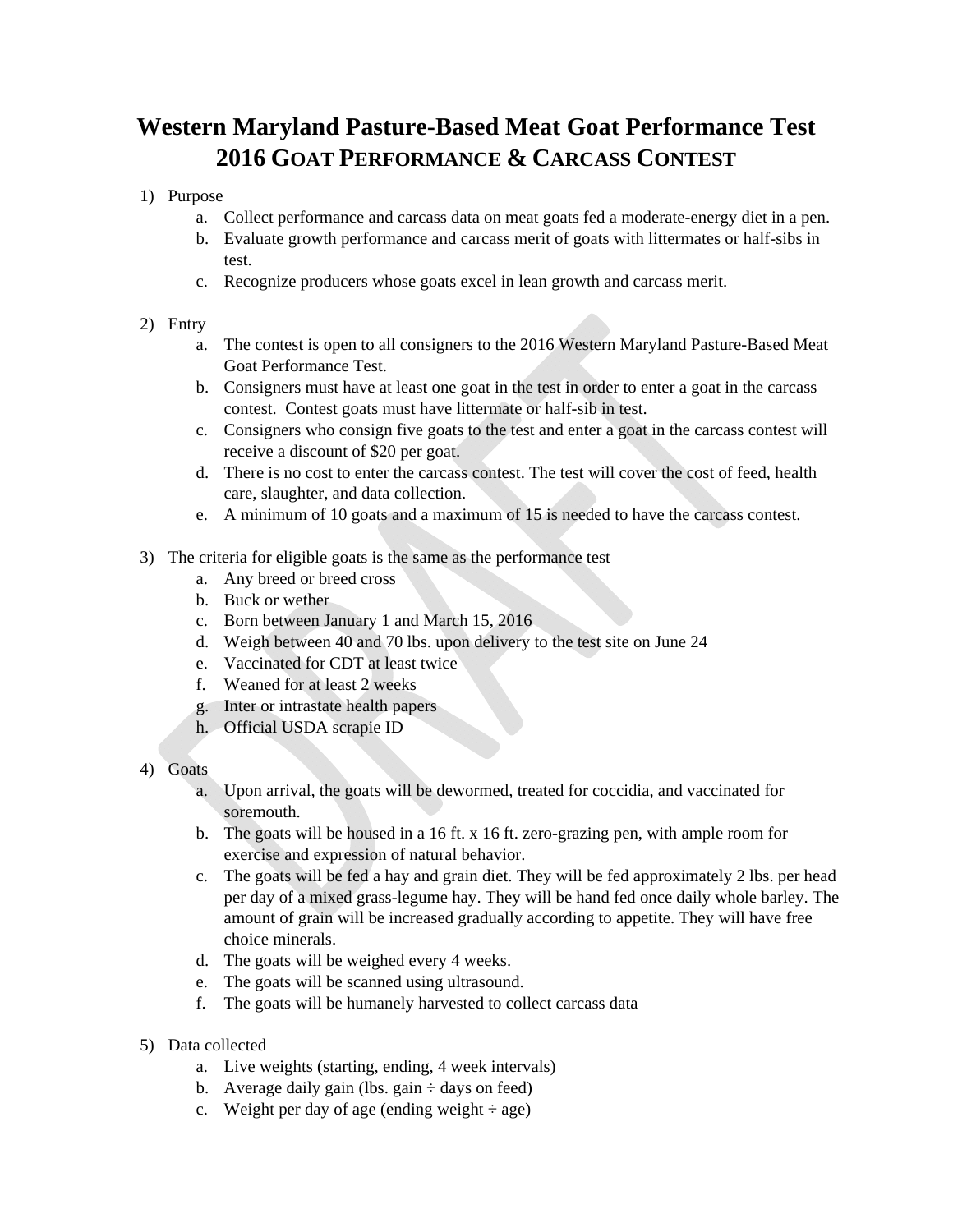# Western Maryland Pasture-Based Meat Goat Performance Test
# 2016 GOAT PERFORMANCE & CARCASS CONTEST

1) Purpose
    a. Collect performance and carcass data on meat goats fed a moderate-energy diet in a pen.
    b. Evaluate growth performance and carcass merit of goats with littermates or half-sibs in test.
    c. Recognize producers whose goats excel in lean growth and carcass merit.

2) Entry
    a. The contest is open to all consigners to the 2016 Western Maryland Pasture-Based Meat Goat Performance Test.
    b. Consigners must have at least one goat in the test in order to enter a goat in the carcass contest. Contest goats must have littermate or half-sib in test.
    c. Consigners who consign five goats to the test and enter a goat in the carcass contest will receive a discount of $20 per goat.
    d. There is no cost to enter the carcass contest. The test will cover the cost of feed, health care, slaughter, and data collection.
    e. A minimum of 10 goats and a maximum of 15 is needed to have the carcass contest.

3) The criteria for eligible goats is the same as the performance test
    a. Any breed or breed cross
    b. Buck or wether
    c. Born between January 1 and March 15, 2016
    d. Weigh between 40 and 70 lbs. upon delivery to the test site on June 24
    e. Vaccinated for CDT at least twice
    f. Weaned for at least 2 weeks
    g. Inter or intrastate health papers
    h. Official USDA scrapie ID

4) Goats
    a. Upon arrival, the goats will be dewormed, treated for coccidia, and vaccinated for soremouth.
    b. The goats will be housed in a 16 ft. x 16 ft. zero-grazing pen, with ample room for exercise and expression of natural behavior.
    c. The goats will be fed a hay and grain diet. They will be fed approximately 2 lbs. per head per day of a mixed grass-legume hay. They will be hand fed once daily whole barley. The amount of grain will be increased gradually according to appetite. They will have free choice minerals.
    d. The goats will be weighed every 4 weeks.
    e. The goats will be scanned using ultrasound.
    f. The goats will be humanely harvested to collect carcass data

5) Data collected
    a. Live weights (starting, ending, 4 week intervals)
    b. Average daily gain (lbs. gain ÷ days on feed)
    c. Weight per day of age (ending weight ÷ age)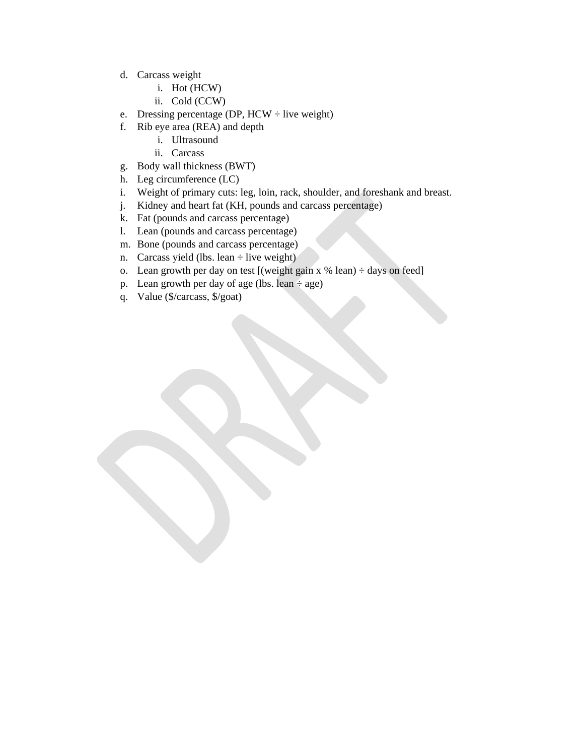d. Carcass weight
    i. Hot (HCW)
    ii. Cold (CCW)
e. Dressing percentage (DP, HCW ÷ live weight)
f. Rib eye area (REA) and depth
    i. Ultrasound
    ii. Carcass
g. Body wall thickness (BWT)
h. Leg circumference (LC)
i. Weight of primary cuts: leg, loin, rack, shoulder, and foreshank and breast.
j. Kidney and heart fat (KH, pounds and carcass percentage)
k. Fat (pounds and carcass percentage)
l. Lean (pounds and carcass percentage)
m. Bone (pounds and carcass percentage)
n. Carcass yield (lbs. lean ÷ live weight)
o. Lean growth per day on test [(weight gain x % lean) ÷ days on feed]
p. Lean growth per day of age (lbs. lean ÷ age)
q. Value ($/carcass, $/goat)